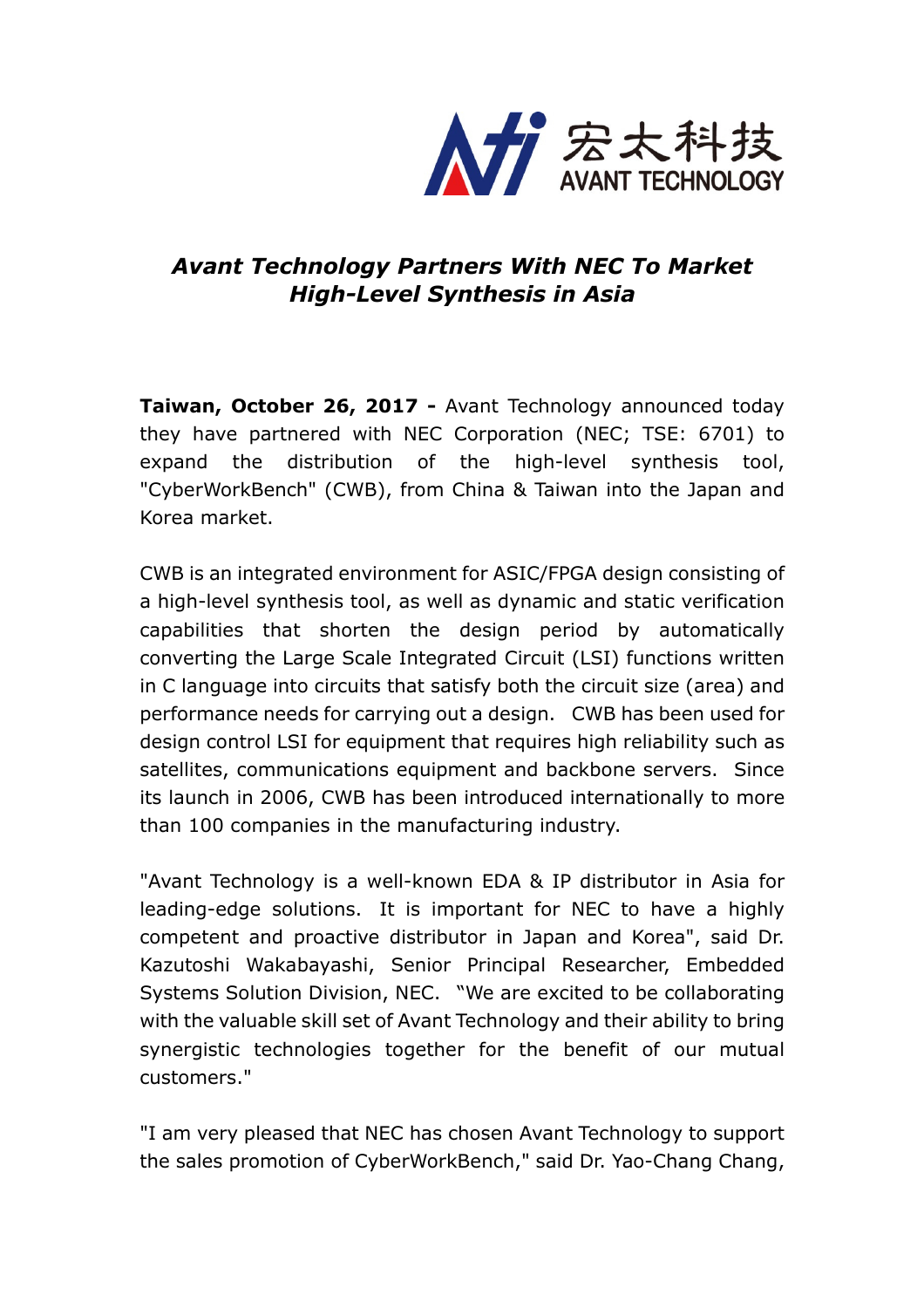宏太科技
AVANT TECHNOLOGY

# *Avant Technology Partners With NEC To Market High-Level Synthesis in Asia*

**Taiwan, October 26, 2017 -** Avant Technology announced today they have partnered with NEC Corporation (NEC; TSE: 6701) to expand the distribution of the high-level synthesis tool, "CyberWorkBench" (CWB), from China & Taiwan into the Japan and Korea market.

CWB is an integrated environment for ASIC/FPGA design consisting of a high-level synthesis tool, as well as dynamic and static verification capabilities that shorten the design period by automatically converting the Large Scale Integrated Circuit (LSI) functions written in C language into circuits that satisfy both the circuit size (area) and performance needs for carrying out a design. CWB has been used for design control LSI for equipment that requires high reliability such as satellites, communications equipment and backbone servers. Since its launch in 2006, CWB has been introduced internationally to more than 100 companies in the manufacturing industry.

"Avant Technology is a well-known EDA & IP distributor in Asia for leading-edge solutions. It is important for NEC to have a highly competent and proactive distributor in Japan and Korea", said Dr. Kazutoshi Wakabayashi, Senior Principal Researcher, Embedded Systems Solution Division, NEC. "We are excited to be collaborating with the valuable skill set of Avant Technology and their ability to bring synergistic technologies together for the benefit of our mutual customers."

"I am very pleased that NEC has chosen Avant Technology to support the sales promotion of CyberWorkBench," said Dr. Yao-Chang Chang,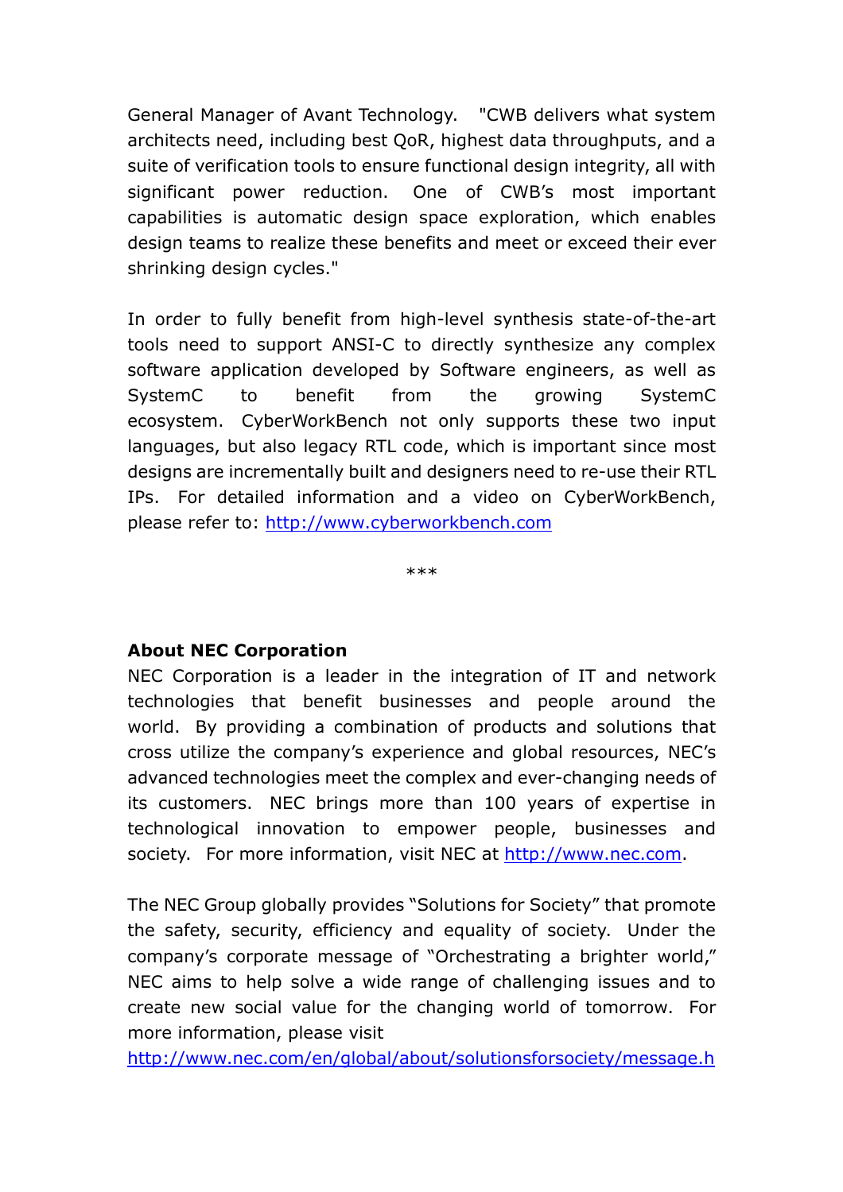General Manager of Avant Technology. "CWB delivers what system architects need, including best QoR, highest data throughputs, and a suite of verification tools to ensure functional design integrity, all with significant power reduction. One of CWB's most important capabilities is automatic design space exploration, which enables design teams to realize these benefits and meet or exceed their ever shrinking design cycles."

In order to fully benefit from high-level synthesis state-of-the-art tools need to support ANSI-C to directly synthesize any complex software application developed by Software engineers, as well as SystemC to benefit from the growing SystemC ecosystem. CyberWorkBench not only supports these two input languages, but also legacy RTL code, which is important since most designs are incrementally built and designers need to re-use their RTL IPs. For detailed information and a video on CyberWorkBench, please refer to: [http://www.cyberworkbench.com](http://www.cyberworkbench.com)

***

**About NEC Corporation**

NEC Corporation is a leader in the integration of IT and network technologies that benefit businesses and people around the world. By providing a combination of products and solutions that cross utilize the company's experience and global resources, NEC's advanced technologies meet the complex and ever-changing needs of its customers. NEC brings more than 100 years of expertise in technological innovation to empower people, businesses and society. For more information, visit NEC at [http://www.nec.com](http://www.nec.com).

The NEC Group globally provides "Solutions for Society" that promote the safety, security, efficiency and equality of society. Under the company's corporate message of "Orchestrating a brighter world," NEC aims to help solve a wide range of challenging issues and to create new social value for the changing world of tomorrow. For more information, please visit [http://www.nec.com/en/global/about/solutionsforsociety/message.h](http://www.nec.com/en/global/about/solutionsforsociety/message.h)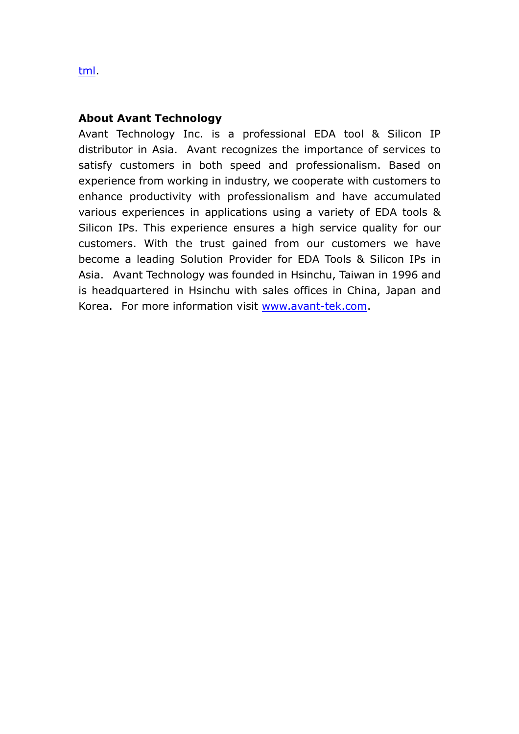tml.

**About Avant Technology**

Avant Technology Inc. is a professional EDA tool & Silicon IP distributor in Asia. Avant recognizes the importance of services to satisfy customers in both speed and professionalism. Based on experience from working in industry, we cooperate with customers to enhance productivity with professionalism and have accumulated various experiences in applications using a variety of EDA tools & Silicon IPs. This experience ensures a high service quality for our customers. With the trust gained from our customers we have become a leading Solution Provider for EDA Tools & Silicon IPs in Asia. Avant Technology was founded in Hsinchu, Taiwan in 1996 and is headquartered in Hsinchu with sales offices in China, Japan and Korea. For more information visit www.avant-tek.com.